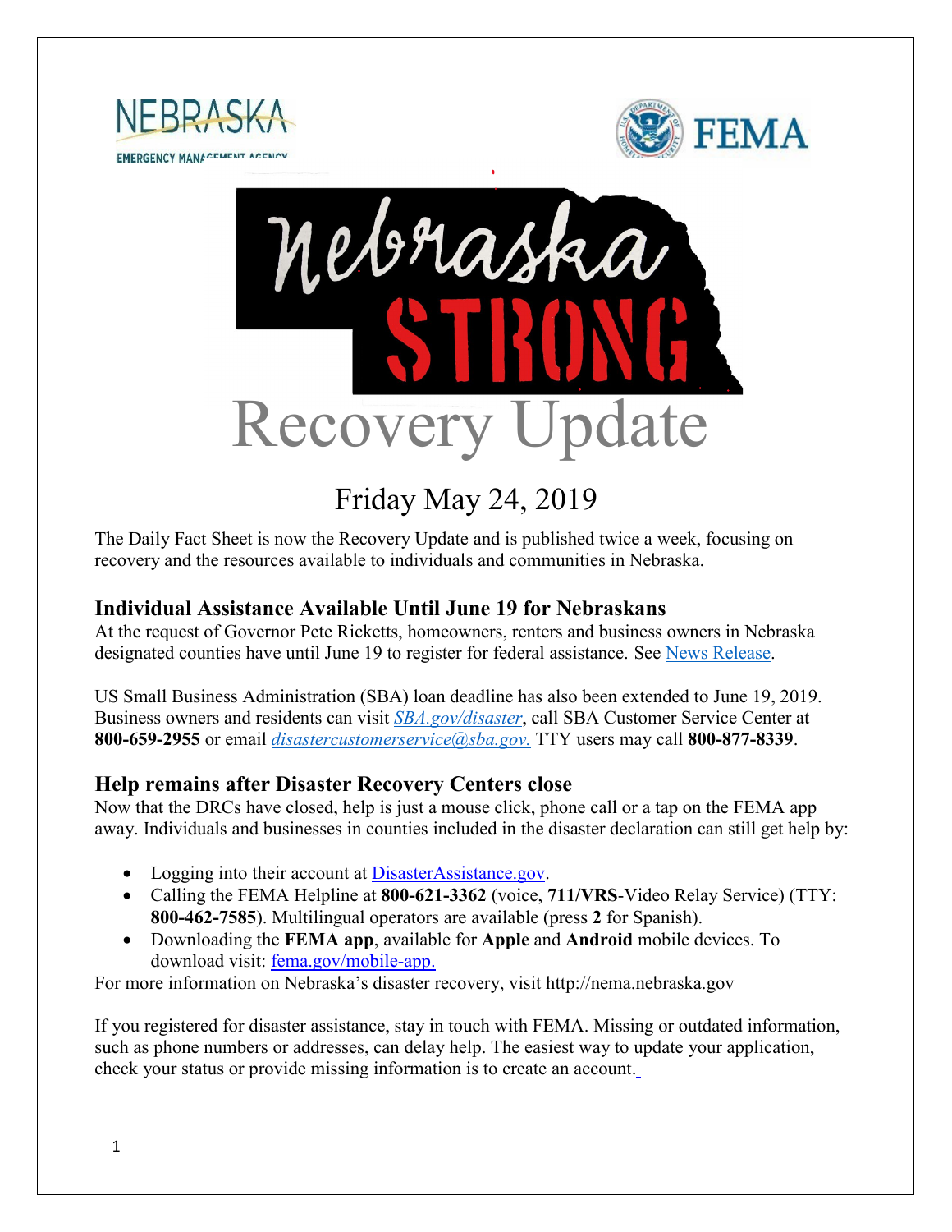# Recovery Update

## Friday May 24, 2019

The Daily Fact Sheet is now the Recovery Update and is published twice a week, focusing on recovery and the resources available to individuals and communities in Nebraska.

### Individual Assistance Available Until June 19 for Nebraskans

At the request of Governor Pete Ricketts, homeowners, renters and business owners in Nebraska designated counties have until June 19 to register for federal assistance. See News Release.

US Small Business Administration (SBA) loan deadline has also been extended to June 19, 2019. Business owners and residents can visit *SBA.gov/disaster*, call SBA Customer Service Center at **800-659-2955** or email *disastercustomerservice@sba.gov.* TTY users may call **800-877-8339**.

### Help remains after Disaster Recovery Centers close

Now that the DRCs have closed, help is just a mouse click, phone call or a tap on the FEMA app away. Individuals and businesses in counties included in the disaster declaration can still get help by:

- Logging into their account at DisasterAssistance.gov.
- Calling the FEMA Helpline at **800-621-3362** (voice, **711/VRS**-Video Relay Service) (TTY: **800-462-7585**). Multilingual operators are available (press **2** for Spanish).
- Downloading the **FEMA app**, available for **Apple** and **Android** mobile devices. To download visit: fema.gov/mobile-app.

For more information on Nebraska's disaster recovery, visit http://nema.nebraska.gov

If you registered for disaster assistance, stay in touch with FEMA. Missing or outdated information, such as phone numbers or addresses, can delay help. The easiest way to update your application, check your status or provide missing information is to create an account.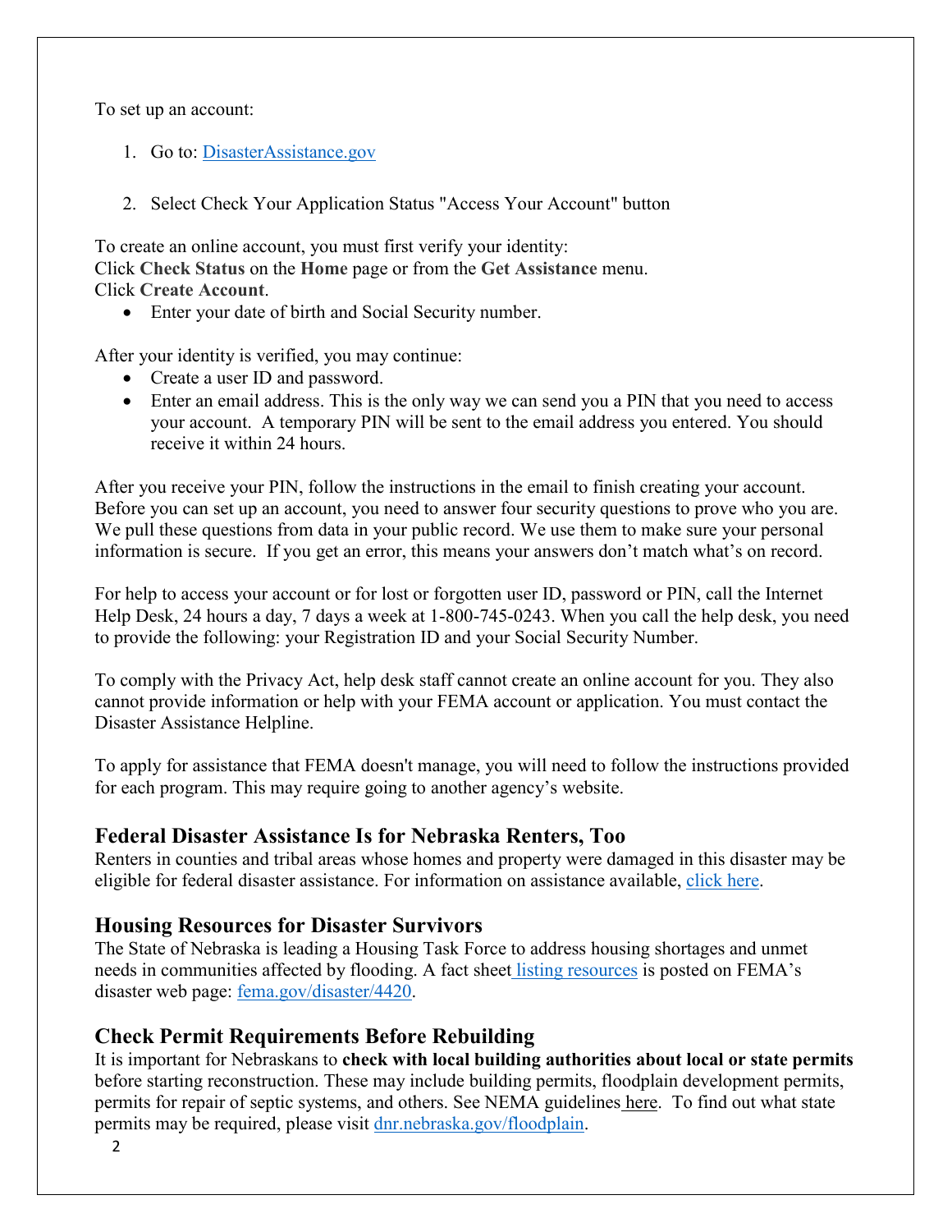To set up an account:

1. Go to: [DisasterAssistance.gov](DisasterAssistance.gov)

2. Select Check Your Application Status "Access Your Account" button

To create an online account, you must first verify your identity:
Click **Check Status** on the **Home** page or from the **Get Assistance** menu.
Click **Create Account**.

- Enter your date of birth and Social Security number.

After your identity is verified, you may continue:

- Create a user ID and password.
- Enter an email address. This is the only way we can send you a PIN that you need to access your account. A temporary PIN will be sent to the email address you entered. You should receive it within 24 hours.

After you receive your PIN, follow the instructions in the email to finish creating your account. Before you can set up an account, you need to answer four security questions to prove who you are. We pull these questions from data in your public record. We use them to make sure your personal information is secure. If you get an error, this means your answers don't match what's on record.

For help to access your account or for lost or forgotten user ID, password or PIN, call the Internet Help Desk, 24 hours a day, 7 days a week at 1-800-745-0243. When you call the help desk, you need to provide the following: your Registration ID and your Social Security Number.

To comply with the Privacy Act, help desk staff cannot create an online account for you. They also cannot provide information or help with your FEMA account or application. You must contact the Disaster Assistance Helpline.

To apply for assistance that FEMA doesn't manage, you will need to follow the instructions provided for each program. This may require going to another agency's website.

## Federal Disaster Assistance Is for Nebraska Renters, Too

Renters in counties and tribal areas whose homes and property were damaged in this disaster may be eligible for federal disaster assistance. For information on assistance available, click here.

## Housing Resources for Disaster Survivors

The State of Nebraska is leading a Housing Task Force to address housing shortages and unmet needs in communities affected by flooding. A fact sheet listing resources is posted on FEMA's disaster web page: [fema.gov/disaster/4420](fema.gov/disaster/4420).

## Check Permit Requirements Before Rebuilding

It is important for Nebraskans to **check with local building authorities about local or state permits** before starting reconstruction. These may include building permits, floodplain development permits, permits for repair of septic systems, and others. See NEMA guidelines here. To find out what state permits may be required, please visit [dnr.nebraska.gov/floodplain](dnr.nebraska.gov/floodplain).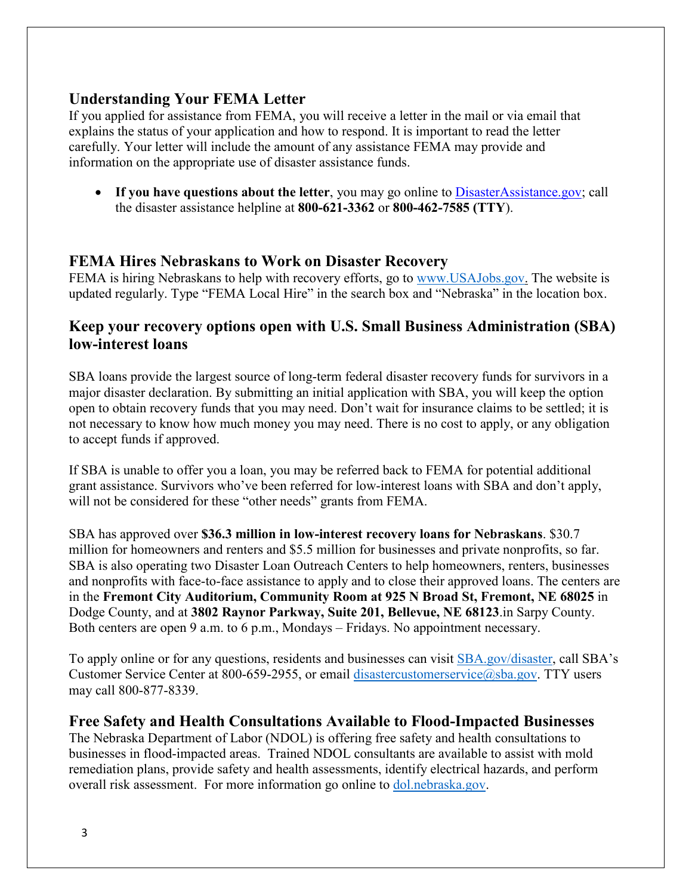## Understanding Your FEMA Letter

If you applied for assistance from FEMA, you will receive a letter in the mail or via email that explains the status of your application and how to respond. It is important to read the letter carefully. Your letter will include the amount of any assistance FEMA may provide and information on the appropriate use of disaster assistance funds.

- **If you have questions about the letter**, you may go online to [DisasterAssistance.gov](DisasterAssistance.gov); call the disaster assistance helpline at **800-621-3362** or **800-462-7585 (TTY**).

## FEMA Hires Nebraskans to Work on Disaster Recovery

FEMA is hiring Nebraskans to help with recovery efforts, go to [www.USAJobs.gov.](www.USAJobs.gov) The website is updated regularly. Type "FEMA Local Hire" in the search box and "Nebraska" in the location box.

## Keep your recovery options open with U.S. Small Business Administration (SBA) low-interest loans

SBA loans provide the largest source of long-term federal disaster recovery funds for survivors in a major disaster declaration. By submitting an initial application with SBA, you will keep the option open to obtain recovery funds that you may need. Don't wait for insurance claims to be settled; it is not necessary to know how much money you may need. There is no cost to apply, or any obligation to accept funds if approved.

If SBA is unable to offer you a loan, you may be referred back to FEMA for potential additional grant assistance. Survivors who've been referred for low-interest loans with SBA and don't apply, will not be considered for these "other needs" grants from FEMA.

SBA has approved over **$36.3 million in low-interest recovery loans for Nebraskans**. $30.7 million for homeowners and renters and $5.5 million for businesses and private nonprofits, so far. SBA is also operating two Disaster Loan Outreach Centers to help homeowners, renters, businesses and nonprofits with face-to-face assistance to apply and to close their approved loans. The centers are in the **Fremont City Auditorium, Community Room at 925 N Broad St, Fremont, NE 68025** in Dodge County, and at **3802 Raynor Parkway, Suite 201, Bellevue, NE 68123**.in Sarpy County. Both centers are open 9 a.m. to 6 p.m., Mondays – Fridays. No appointment necessary.

To apply online or for any questions, residents and businesses can visit [SBA.gov/disaster](SBA.gov/disaster), call SBA's Customer Service Center at 800-659-2955, or email [disastercustomerservice@sba.gov](mailto:disastercustomerservice@sba.gov). TTY users may call 800-877-8339.

## Free Safety and Health Consultations Available to Flood-Impacted Businesses

The Nebraska Department of Labor (NDOL) is offering free safety and health consultations to businesses in flood-impacted areas. Trained NDOL consultants are available to assist with mold remediation plans, provide safety and health assessments, identify electrical hazards, and perform overall risk assessment. For more information go online to [dol.nebraska.gov](dol.nebraska.gov).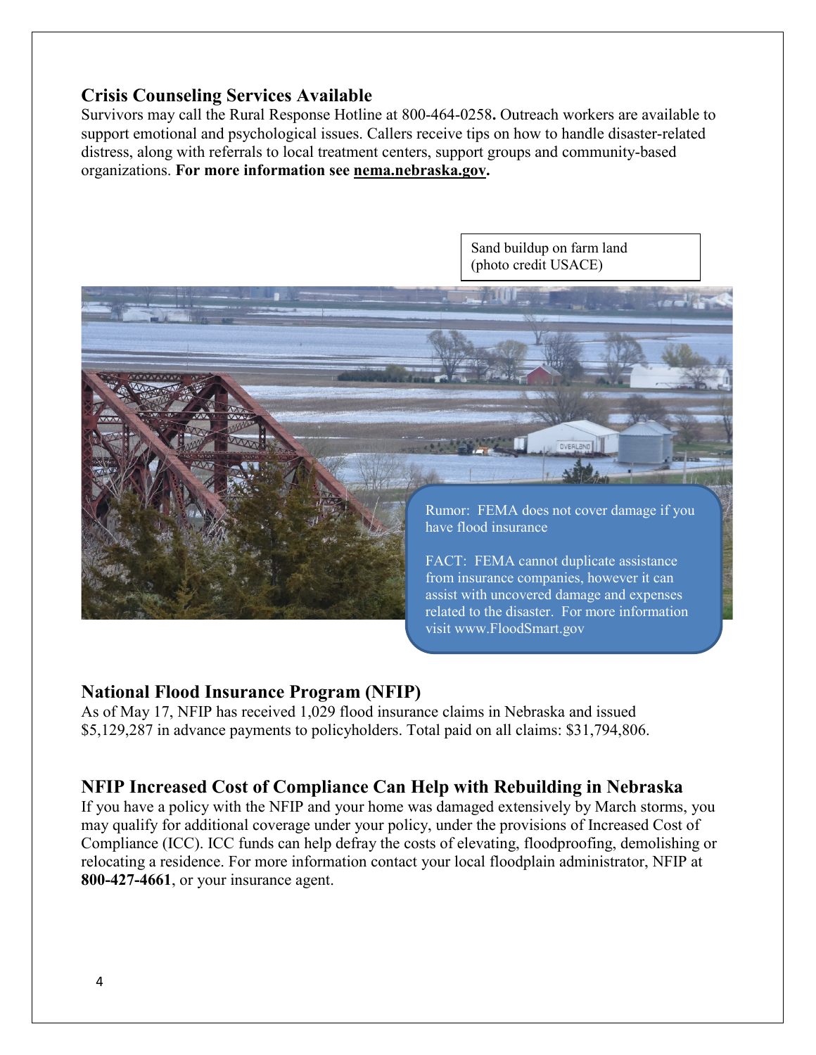## Crisis Counseling Services Available

Survivors may call the Rural Response Hotline at 800-464-0258**.** Outreach workers are available to support emotional and psychological issues. Callers receive tips on how to handle disaster-related distress, along with referrals to local treatment centers, support groups and community-based organizations. **For more information see nema.nebraska.gov.**

Sand buildup on farm land (photo credit USACE)

Rumor: FEMA does not cover damage if you have flood insurance

FACT: FEMA cannot duplicate assistance from insurance companies, however it can assist with uncovered damage and expenses related to the disaster. For more information visit www.FloodSmart.gov

## National Flood Insurance Program (NFIP)

As of May 17, NFIP has received 1,029 flood insurance claims in Nebraska and issued $5,129,287 in advance payments to policyholders. Total paid on all claims: $31,794,806.

## NFIP Increased Cost of Compliance Can Help with Rebuilding in Nebraska

If you have a policy with the NFIP and your home was damaged extensively by March storms, you may qualify for additional coverage under your policy, under the provisions of Increased Cost of Compliance (ICC). ICC funds can help defray the costs of elevating, floodproofing, demolishing or relocating a residence. For more information contact your local floodplain administrator, NFIP at **800-427-4661**, or your insurance agent.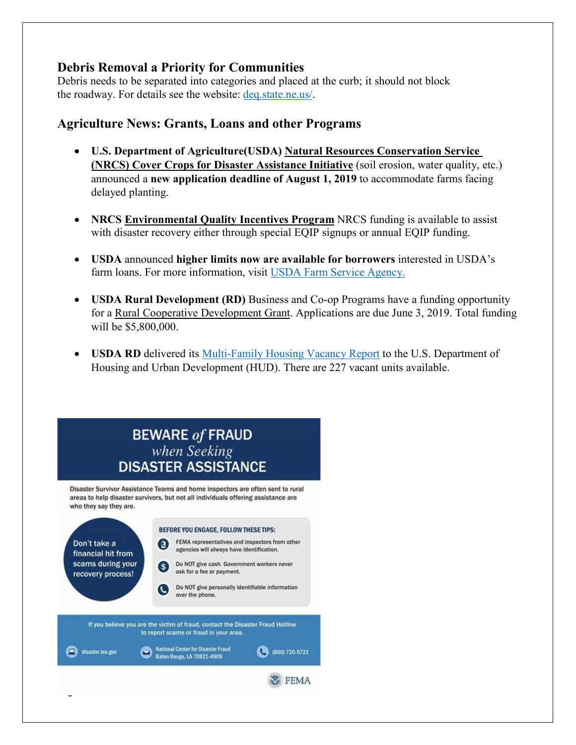### Debris Removal a Priority for Communities

Debris needs to be separated into categories and placed at the curb; it should not block the roadway. For details see the website: deq.state.ne.us/.

### Agriculture News: Grants, Loans and other Programs

- **U.S. Department of Agriculture(USDA) Natural Resources Conservation Service (NRCS) Cover Crops for Disaster Assistance Initiative** (soil erosion, water quality, etc.) announced a **new application deadline of August 1, 2019** to accommodate farms facing delayed planting.
- **NRCS Environmental Quality Incentives Program** NRCS funding is available to assist with disaster recovery either through special EQIP signups or annual EQIP funding.
- **USDA** announced **higher limits now are available for borrowers** interested in USDA's farm loans. For more information, visit USDA Farm Service Agency.
- **USDA Rural Development (RD)** Business and Co-op Programs have a funding opportunity for a Rural Cooperative Development Grant. Applications are due June 3, 2019. Total funding will be $5,800,000.
- **USDA RD** delivered its Multi-Family Housing Vacancy Report to the U.S. Department of Housing and Urban Development (HUD). There are 227 vacant units available.

**BEWARE of FRAUD *when Seeking* DISASTER ASSISTANCE**

Disaster Survivor Assistance Teams and home inspectors are often sent to rural areas to help disaster survivors, but not all individuals offering assistance are who they say they are.

Don't take a financial hit from scams during your recovery process!

**BEFORE YOU ENGAGE, FOLLOW THESE TIPS:**

- FEMA representatives and inspectors from other agencies will always have identification.
- Do NOT give cash. Government workers never ask for a fee or payment.
- Do NOT give personally identifiable information over the phone.

If you believe you are the victim of fraud, contact the Disaster Fraud Hotline to report scams or fraud in your area.

disaster.leo.gov | National Center for Disaster Fraud, Baton Rouge, LA 70821-4909 | (866) 720-5721

FEMA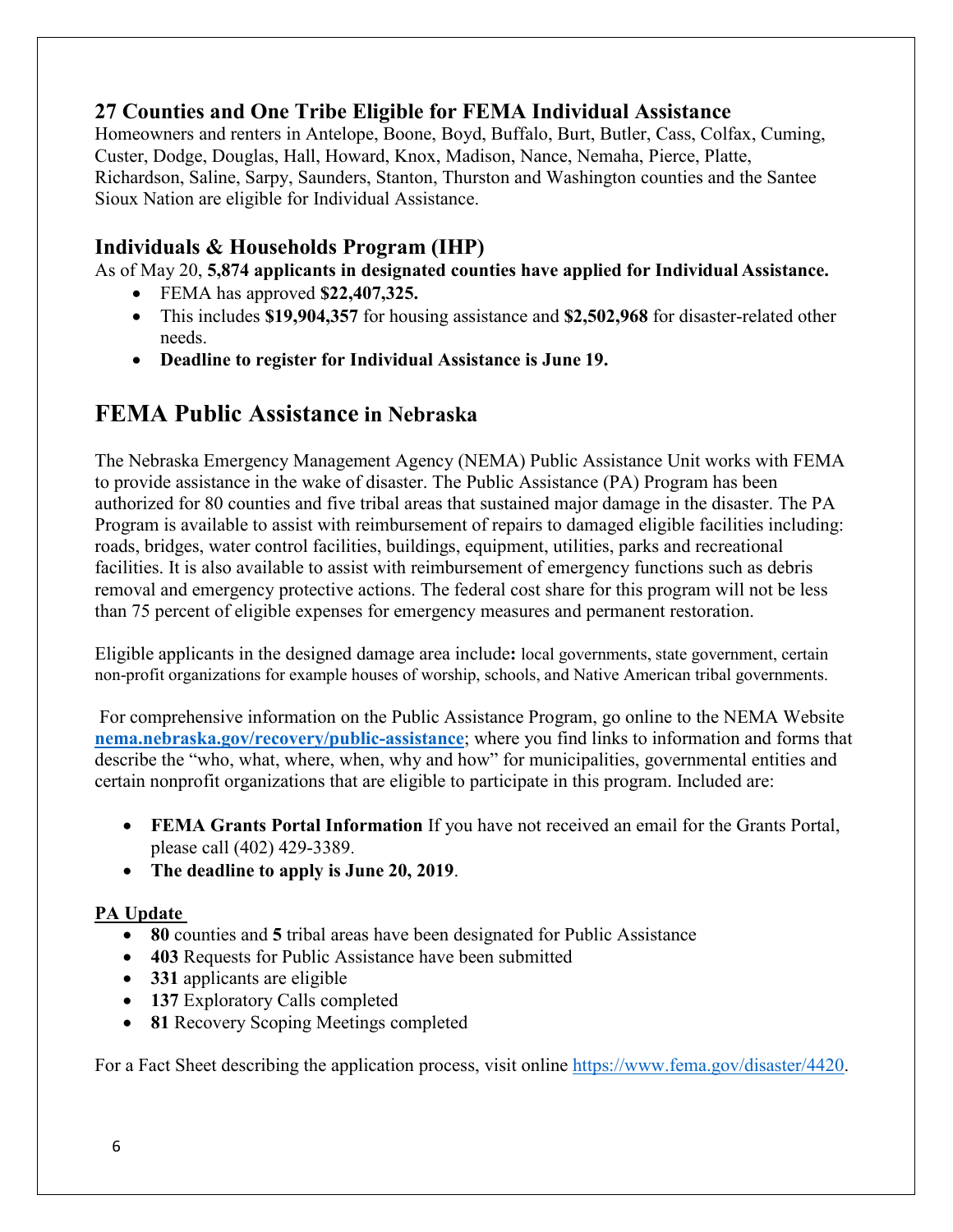## 27 Counties and One Tribe Eligible for FEMA Individual Assistance

Homeowners and renters in Antelope, Boone, Boyd, Buffalo, Burt, Butler, Cass, Colfax, Cuming, Custer, Dodge, Douglas, Hall, Howard, Knox, Madison, Nance, Nemaha, Pierce, Platte, Richardson, Saline, Sarpy, Saunders, Stanton, Thurston and Washington counties and the Santee Sioux Nation are eligible for Individual Assistance.

## Individuals & Households Program (IHP)

As of May 20, **5,874 applicants in designated counties have applied for Individual Assistance.**

- FEMA has approved **$22,407,325.**
- This includes **$19,904,357** for housing assistance and **$2,502,968** for disaster-related other needs.
- **Deadline to register for Individual Assistance is June 19.**

# FEMA Public Assistance in Nebraska

The Nebraska Emergency Management Agency (NEMA) Public Assistance Unit works with FEMA to provide assistance in the wake of disaster. The Public Assistance (PA) Program has been authorized for 80 counties and five tribal areas that sustained major damage in the disaster. The PA Program is available to assist with reimbursement of repairs to damaged eligible facilities including: roads, bridges, water control facilities, buildings, equipment, utilities, parks and recreational facilities. It is also available to assist with reimbursement of emergency functions such as debris removal and emergency protective actions. The federal cost share for this program will not be less than 75 percent of eligible expenses for emergency measures and permanent restoration.

Eligible applicants in the designed damage area include**:** local governments, state government, certain non-profit organizations for example houses of worship, schools, and Native American tribal governments.

For comprehensive information on the Public Assistance Program, go online to the NEMA Website **nema.nebraska.gov/recovery/public-assistance**; where you find links to information and forms that describe the "who, what, where, when, why and how" for municipalities, governmental entities and certain nonprofit organizations that are eligible to participate in this program. Included are:

- **FEMA Grants Portal Information** If you have not received an email for the Grants Portal, please call (402) 429-3389.
- **The deadline to apply is June 20, 2019**.

**PA Update**

- **80** counties and **5** tribal areas have been designated for Public Assistance
- **403** Requests for Public Assistance have been submitted
- **331** applicants are eligible
- **137** Exploratory Calls completed
- **81** Recovery Scoping Meetings completed

For a Fact Sheet describing the application process, visit online https://www.fema.gov/disaster/4420.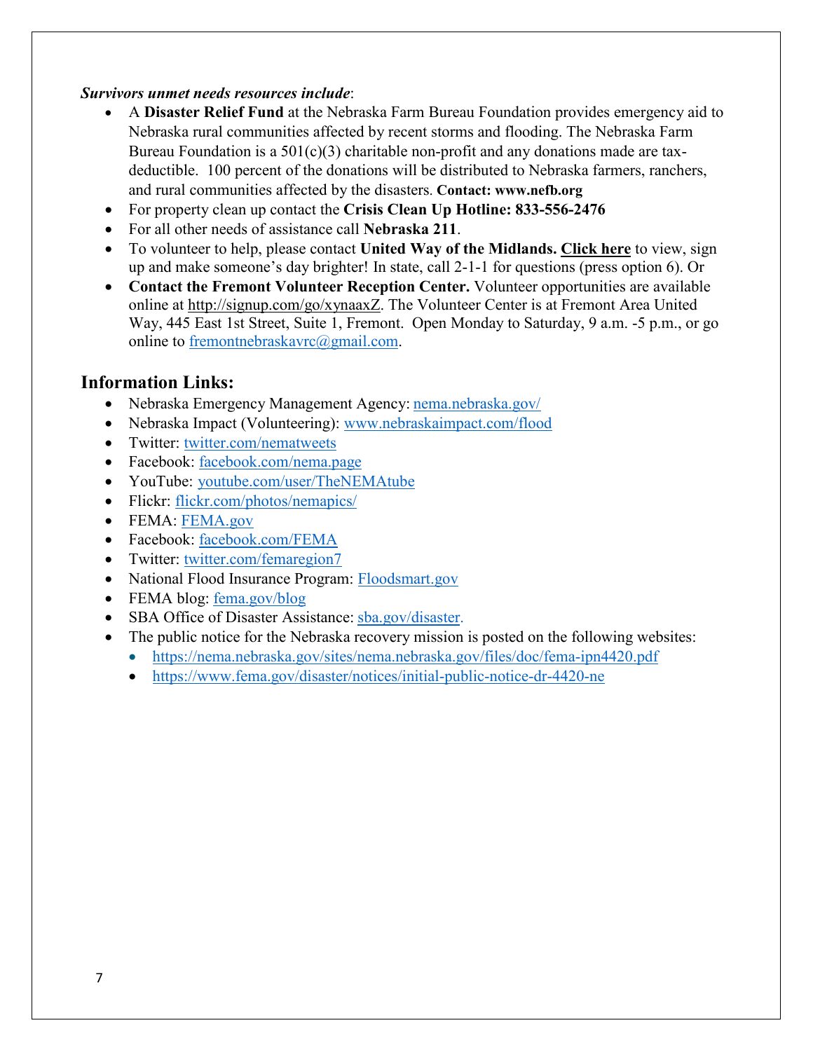***Survivors unmet needs resources include***:

- A **Disaster Relief Fund** at the Nebraska Farm Bureau Foundation provides emergency aid to Nebraska rural communities affected by recent storms and flooding. The Nebraska Farm Bureau Foundation is a 501(c)(3) charitable non-profit and any donations made are tax-deductible. 100 percent of the donations will be distributed to Nebraska farmers, ranchers, and rural communities affected by the disasters. **Contact: www.nefb.org**
- For property clean up contact the **Crisis Clean Up Hotline: 833-556-2476**
- For all other needs of assistance call **Nebraska 211**.
- To volunteer to help, please contact **United Way of the Midlands.** **Click here** to view, sign up and make someone's day brighter! In state, call 2-1-1 for questions (press option 6). Or
- **Contact the Fremont Volunteer Reception Center.** Volunteer opportunities are available online at http://signup.com/go/xynaaxZ. The Volunteer Center is at Fremont Area United Way, 445 East 1st Street, Suite 1, Fremont. Open Monday to Saturday, 9 a.m. -5 p.m., or go online to fremontnebraskavrc@gmail.com.

## Information Links:

- Nebraska Emergency Management Agency: nema.nebraska.gov/
- Nebraska Impact (Volunteering): www.nebraskaimpact.com/flood
- Twitter: twitter.com/nematweets
- Facebook: facebook.com/nema.page
- YouTube: youtube.com/user/TheNEMAtube
- Flickr: flickr.com/photos/nemapics/
- FEMA: FEMA.gov
- Facebook: facebook.com/FEMA
- Twitter: twitter.com/femaregion7
- National Flood Insurance Program: Floodsmart.gov
- FEMA blog: fema.gov/blog
- SBA Office of Disaster Assistance: sba.gov/disaster.
- The public notice for the Nebraska recovery mission is posted on the following websites:
  - https://nema.nebraska.gov/sites/nema.nebraska.gov/files/doc/fema-ipn4420.pdf
  - https://www.fema.gov/disaster/notices/initial-public-notice-dr-4420-ne